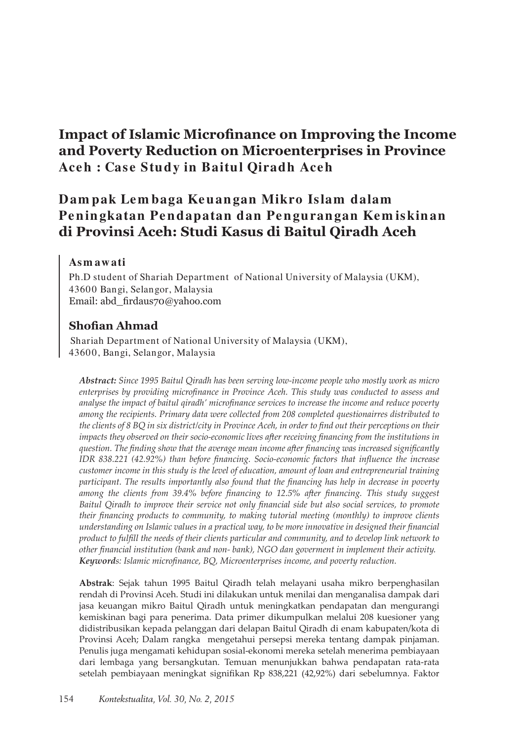# Impact of Islamic Microfinance on Improving the Income and Poverty Reduction on Microenterprises in Province Aceh : Case Study in Baitul Qiradh Aceh

# Dampak Lembaga Keuangan Mikro Islam dalam Peningkatan Pendapatan dan Pengurangan Kemiskinan di Provinsi Aceh: Studi Kasus di Baitul Qiradh Aceh

**Asmawati**
Ph.D student of Shariah Department of National University of Malaysia (UKM), 43600 Bangi, Selangor, Malaysia
Email: abd_firdaus70@yahoo.com

**Shofian Ahmad**
Shariah Department of National University of Malaysia (UKM), 43600, Bangi, Selangor, Malaysia

***Abstract:*** *Since 1995 Baitul Qiradh has been serving low-income people who mostly work as micro enterprises by providing microfinance in Province Aceh. This study was conducted to assess and analyse the impact of baitul qiradh' microfinance services to increase the income and reduce poverty among the recipients. Primary data were collected from 208 completed questionairres distributed to the clients of 8 BQ in six district/city in Province Aceh, in order to find out their perceptions on their impacts they observed on their socio-economic lives after receiving financing from the institutions in question. The finding show that the average mean income after financing was increased significantly IDR 838.221 (42.92%) than before financing. Socio-economic factors that influence the increase customer income in this study is the level of education, amount of loan and entrepreneurial training participant. The results importantly also found that the financing has help in decrease in poverty among the clients from 39.4% before financing to 12.5% after financing. This study suggest Baitul Qiradh to improve their service not only financial side but also social services, to promote their financing products to community, to making tutorial meeting (monthly) to improve clients understanding on Islamic values in a practical way, to be more innovative in designed their financial product to fulfill the needs of their clients particular and community, and to develop link network to other financial institution (bank and non- bank), NGO dan goverment in implement their activity.*
***Keywords****: Islamic microfinance, BQ, Microenterprises income, and poverty reduction.*

**Abstrak**: Sejak tahun 1995 Baitul Qiradh telah melayani usaha mikro berpenghasilan rendah di Provinsi Aceh. Studi ini dilakukan untuk menilai dan menganalisa dampak dari jasa keuangan mikro Baitul Qiradh untuk meningkatkan pendapatan dan mengurangi kemiskinan bagi para penerima. Data primer dikumpulkan melalui 208 kuesioner yang didistribusikan kepada pelanggan dari delapan Baitul Qiradh di enam kabupaten/kota di Provinsi Aceh; Dalam rangka mengetahui persepsi mereka tentang dampak pinjaman. Penulis juga mengamati kehidupan sosial-ekonomi mereka setelah menerima pembiayaan dari lembaga yang bersangkutan. Temuan menunjukkan bahwa pendapatan rata-rata setelah pembiayaan meningkat signifikan Rp 838,221 (42,92%) dari sebelumnya. Faktor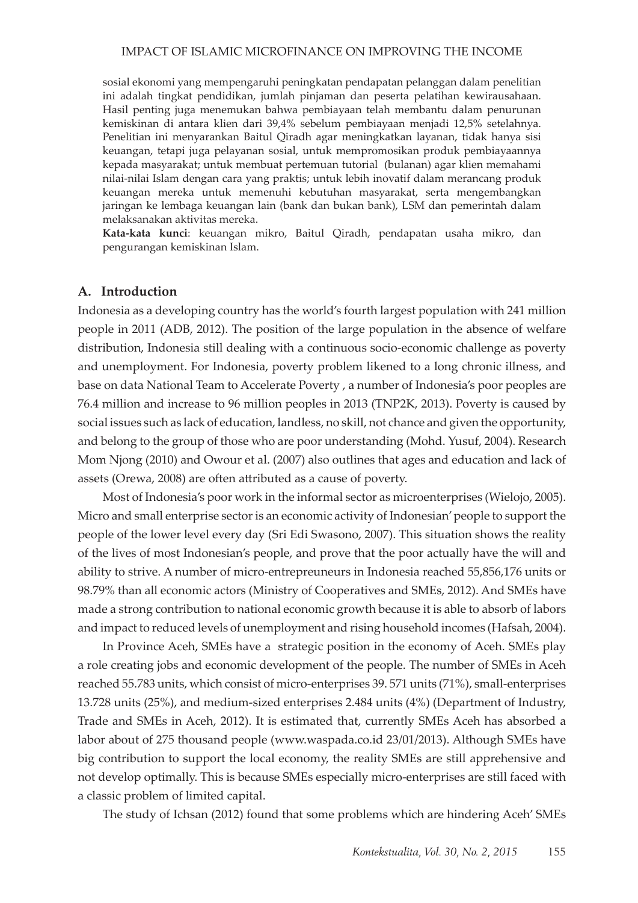sosial ekonomi yang mempengaruhi peningkatan pendapatan pelanggan dalam penelitian ini adalah tingkat pendidikan, jumlah pinjaman dan peserta pelatihan kewirausahaan. Hasil penting juga menemukan bahwa pembiayaan telah membantu dalam penurunan kemiskinan di antara klien dari 39,4% sebelum pembiayaan menjadi 12,5% setelahnya. Penelitian ini menyarankan Baitul Qiradh agar meningkatkan layanan, tidak hanya sisi keuangan, tetapi juga pelayanan sosial, untuk mempromosikan produk pembiayaannya kepada masyarakat; untuk membuat pertemuan tutorial (bulanan) agar klien memahami nilai-nilai Islam dengan cara yang praktis; untuk lebih inovatif dalam merancang produk keuangan mereka untuk memenuhi kebutuhan masyarakat, serta mengembangkan jaringan ke lembaga keuangan lain (bank dan bukan bank), LSM dan pemerintah dalam melaksanakan aktivitas mereka.

**Kata-kata kunci**: keuangan mikro, Baitul Qiradh, pendapatan usaha mikro, dan pengurangan kemiskinan Islam.

## A. Introduction

Indonesia as a developing country has the world's fourth largest population with 241 million people in 2011 (ADB, 2012). The position of the large population in the absence of welfare distribution, Indonesia still dealing with a continuous socio-economic challenge as poverty and unemployment. For Indonesia, poverty problem likened to a long chronic illness, and base on data National Team to Accelerate Poverty , a number of Indonesia's poor peoples are 76.4 million and increase to 96 million peoples in 2013 (TNP2K, 2013). Poverty is caused by social issues such as lack of education, landless, no skill, not chance and given the opportunity, and belong to the group of those who are poor understanding (Mohd. Yusuf, 2004). Research Mom Njong (2010) and Owour et al. (2007) also outlines that ages and education and lack of assets (Orewa, 2008) are often attributed as a cause of poverty.

Most of Indonesia's poor work in the informal sector as microenterprises (Wielojo, 2005). Micro and small enterprise sector is an economic activity of Indonesian' people to support the people of the lower level every day (Sri Edi Swasono, 2007). This situation shows the reality of the lives of most Indonesian's people, and prove that the poor actually have the will and ability to strive. A number of micro-entrepreuneurs in Indonesia reached 55,856,176 units or 98.79% than all economic actors (Ministry of Cooperatives and SMEs, 2012). And SMEs have made a strong contribution to national economic growth because it is able to absorb of labors and impact to reduced levels of unemployment and rising household incomes (Hafsah, 2004).

In Province Aceh, SMEs have a strategic position in the economy of Aceh. SMEs play a role creating jobs and economic development of the people. The number of SMEs in Aceh reached 55.783 units, which consist of micro-enterprises 39. 571 units (71%), small-enterprises 13.728 units (25%), and medium-sized enterprises 2.484 units (4%) (Department of Industry, Trade and SMEs in Aceh, 2012). It is estimated that, currently SMEs Aceh has absorbed a labor about of 275 thousand people (www.waspada.co.id 23/01/2013). Although SMEs have big contribution to support the local economy, the reality SMEs are still apprehensive and not develop optimally. This is because SMEs especially micro-enterprises are still faced with a classic problem of limited capital.

The study of Ichsan (2012) found that some problems which are hindering Aceh' SMEs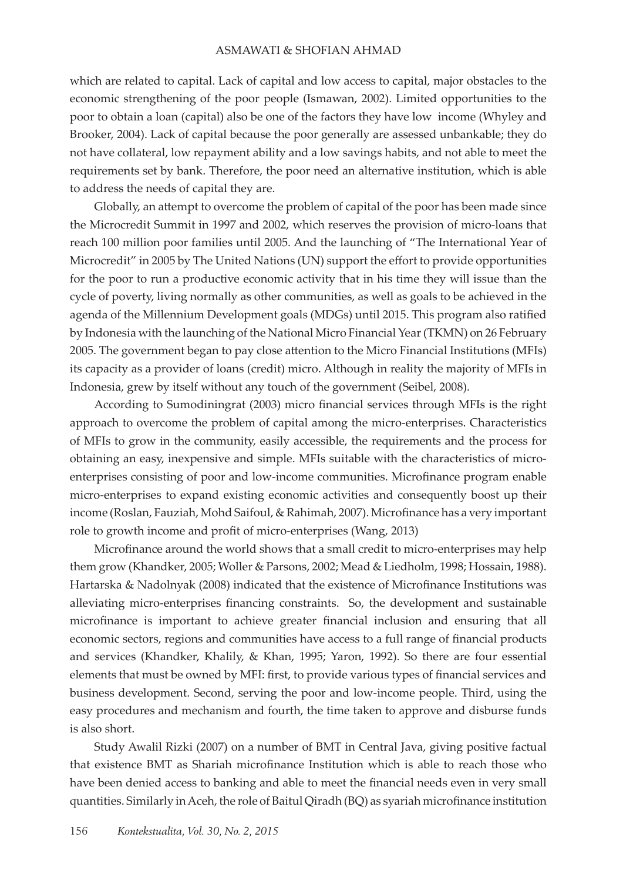which are related to capital. Lack of capital and low access to capital, major obstacles to the economic strengthening of the poor people (Ismawan, 2002). Limited opportunities to the poor to obtain a loan (capital) also be one of the factors they have low income (Whyley and Brooker, 2004). Lack of capital because the poor generally are assessed unbankable; they do not have collateral, low repayment ability and a low savings habits, and not able to meet the requirements set by bank. Therefore, the poor need an alternative institution, which is able to address the needs of capital they are.

Globally, an attempt to overcome the problem of capital of the poor has been made since the Microcredit Summit in 1997 and 2002, which reserves the provision of micro-loans that reach 100 million poor families until 2005. And the launching of "The International Year of Microcredit" in 2005 by The United Nations (UN) support the effort to provide opportunities for the poor to run a productive economic activity that in his time they will issue than the cycle of poverty, living normally as other communities, as well as goals to be achieved in the agenda of the Millennium Development goals (MDGs) until 2015. This program also ratified by Indonesia with the launching of the National Micro Financial Year (TKMN) on 26 February 2005. The government began to pay close attention to the Micro Financial Institutions (MFIs) its capacity as a provider of loans (credit) micro. Although in reality the majority of MFIs in Indonesia, grew by itself without any touch of the government (Seibel, 2008).

According to Sumodiningrat (2003) micro financial services through MFIs is the right approach to overcome the problem of capital among the micro-enterprises. Characteristics of MFIs to grow in the community, easily accessible, the requirements and the process for obtaining an easy, inexpensive and simple. MFIs suitable with the characteristics of micro-enterprises consisting of poor and low-income communities. Microfinance program enable micro-enterprises to expand existing economic activities and consequently boost up their income (Roslan, Fauziah, Mohd Saifoul, & Rahimah, 2007). Microfinance has a very important role to growth income and profit of micro-enterprises (Wang, 2013)

Microfinance around the world shows that a small credit to micro-enterprises may help them grow (Khandker, 2005; Woller & Parsons, 2002; Mead & Liedholm, 1998; Hossain, 1988). Hartarska & Nadolnyak (2008) indicated that the existence of Microfinance Institutions was alleviating micro-enterprises financing constraints. So, the development and sustainable microfinance is important to achieve greater financial inclusion and ensuring that all economic sectors, regions and communities have access to a full range of financial products and services (Khandker, Khalily, & Khan, 1995; Yaron, 1992). So there are four essential elements that must be owned by MFI: first, to provide various types of financial services and business development. Second, serving the poor and low-income people. Third, using the easy procedures and mechanism and fourth, the time taken to approve and disburse funds is also short.

Study Awalil Rizki (2007) on a number of BMT in Central Java, giving positive factual that existence BMT as Shariah microfinance Institution which is able to reach those who have been denied access to banking and able to meet the financial needs even in very small quantities. Similarly in Aceh, the role of Baitul Qiradh (BQ) as syariah microfinance institution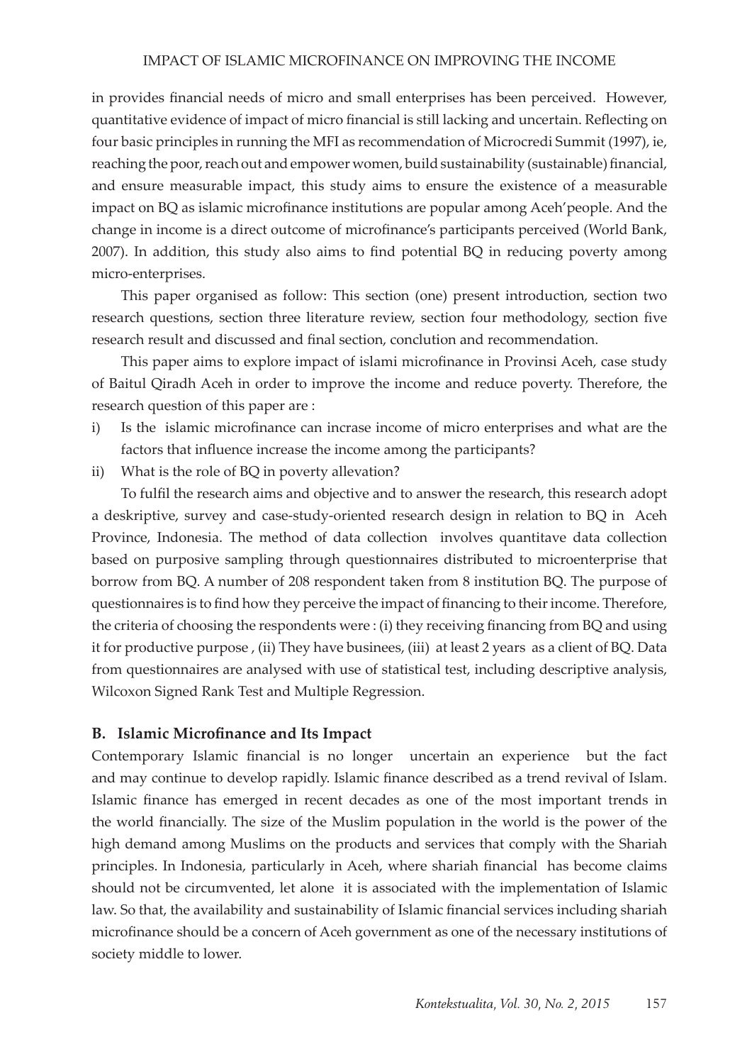in provides financial needs of micro and small enterprises has been perceived. However, quantitative evidence of impact of micro financial is still lacking and uncertain. Reflecting on four basic principles in running the MFI as recommendation of Microcredi Summit (1997), ie, reaching the poor, reach out and empower women, build sustainability (sustainable) financial, and ensure measurable impact, this study aims to ensure the existence of a measurable impact on BQ as islamic microfinance institutions are popular among Aceh'people. And the change in income is a direct outcome of microfinance's participants perceived (World Bank, 2007). In addition, this study also aims to find potential BQ in reducing poverty among micro-enterprises.

This paper organised as follow: This section (one) present introduction, section two research questions, section three literature review, section four methodology, section five research result and discussed and final section, conclution and recommendation.

This paper aims to explore impact of islami microfinance in Provinsi Aceh, case study of Baitul Qiradh Aceh in order to improve the income and reduce poverty. Therefore, the research question of this paper are :

i) Is the islamic microfinance can incrase income of micro enterprises and what are the factors that influence increase the income among the participants?
ii) What is the role of BQ in poverty allevation?

To fulfil the research aims and objective and to answer the research, this research adopt a deskriptive, survey and case-study-oriented research design in relation to BQ in Aceh Province, Indonesia. The method of data collection involves quantitave data collection based on purposive sampling through questionnaires distributed to microenterprise that borrow from BQ. A number of 208 respondent taken from 8 institution BQ. The purpose of questionnaires is to find how they perceive the impact of financing to their income. Therefore, the criteria of choosing the respondents were : (i) they receiving financing from BQ and using it for productive purpose , (ii) They have businees, (iii) at least 2 years as a client of BQ. Data from questionnaires are analysed with use of statistical test, including descriptive analysis, Wilcoxon Signed Rank Test and Multiple Regression.

## B. Islamic Microfinance and Its Impact

Contemporary Islamic financial is no longer uncertain an experience but the fact and may continue to develop rapidly. Islamic finance described as a trend revival of Islam. Islamic finance has emerged in recent decades as one of the most important trends in the world financially. The size of the Muslim population in the world is the power of the high demand among Muslims on the products and services that comply with the Shariah principles. In Indonesia, particularly in Aceh, where shariah financial has become claims should not be circumvented, let alone it is associated with the implementation of Islamic law. So that, the availability and sustainability of Islamic financial services including shariah microfinance should be a concern of Aceh government as one of the necessary institutions of society middle to lower.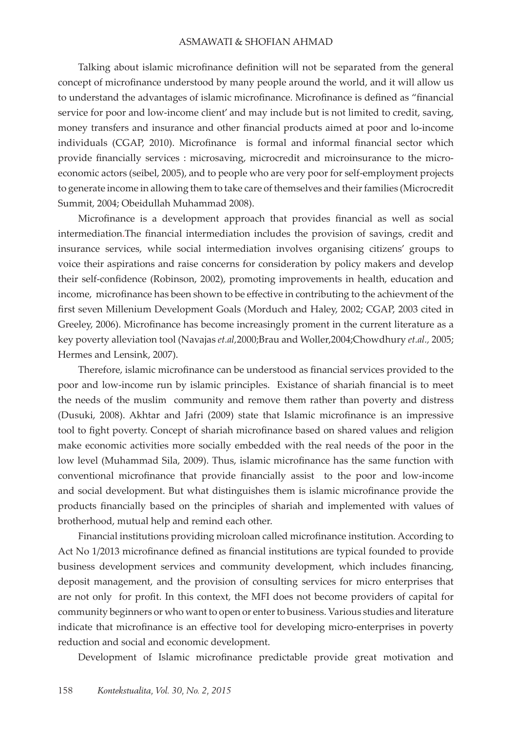Talking about islamic microfinance definition will not be separated from the general concept of microfinance understood by many people around the world, and it will allow us to understand the advantages of islamic microfinance. Microfinance is defined as "financial service for poor and low-income client' and may include but is not limited to credit, saving, money transfers and insurance and other financial products aimed at poor and lo-income individuals (CGAP, 2010). Microfinance is formal and informal financial sector which provide financially services : microsaving, microcredit and microinsurance to the micro-economic actors (seibel, 2005), and to people who are very poor for self-employment projects to generate income in allowing them to take care of themselves and their families (Microcredit Summit, 2004; Obeidullah Muhammad 2008).

Microfinance is a development approach that provides financial as well as social intermediation.The financial intermediation includes the provision of savings, credit and insurance services, while social intermediation involves organising citizens' groups to voice their aspirations and raise concerns for consideration by policy makers and develop their self-confidence (Robinson, 2002), promoting improvements in health, education and income, microfinance has been shown to be effective in contributing to the achievment of the first seven Millenium Development Goals (Morduch and Haley, 2002; CGAP, 2003 cited in Greeley, 2006). Microfinance has become increasingly proment in the current literature as a key poverty alleviation tool (Navajas *et.al*,2000;Brau and Woller,2004;Chowdhury *et.al.*, 2005; Hermes and Lensink, 2007).

Therefore, islamic microfinance can be understood as financial services provided to the poor and low-income run by islamic principles. Existance of shariah financial is to meet the needs of the muslim community and remove them rather than poverty and distress (Dusuki, 2008). Akhtar and Jafri (2009) state that Islamic microfinance is an impressive tool to fight poverty. Concept of shariah microfinance based on shared values and religion make economic activities more socially embedded with the real needs of the poor in the low level (Muhammad Sila, 2009). Thus, islamic microfinance has the same function with conventional microfinance that provide financially assist to the poor and low-income and social development. But what distinguishes them is islamic microfinance provide the products financially based on the principles of shariah and implemented with values of brotherhood, mutual help and remind each other.

Financial institutions providing microloan called microfinance institution. According to Act No 1/2013 microfinance defined as financial institutions are typical founded to provide business development services and community development, which includes financing, deposit management, and the provision of consulting services for micro enterprises that are not only for profit. In this context, the MFI does not become providers of capital for community beginners or who want to open or enter to business. Various studies and literature indicate that microfinance is an effective tool for developing micro-enterprises in poverty reduction and social and economic development.

Development of Islamic microfinance predictable provide great motivation and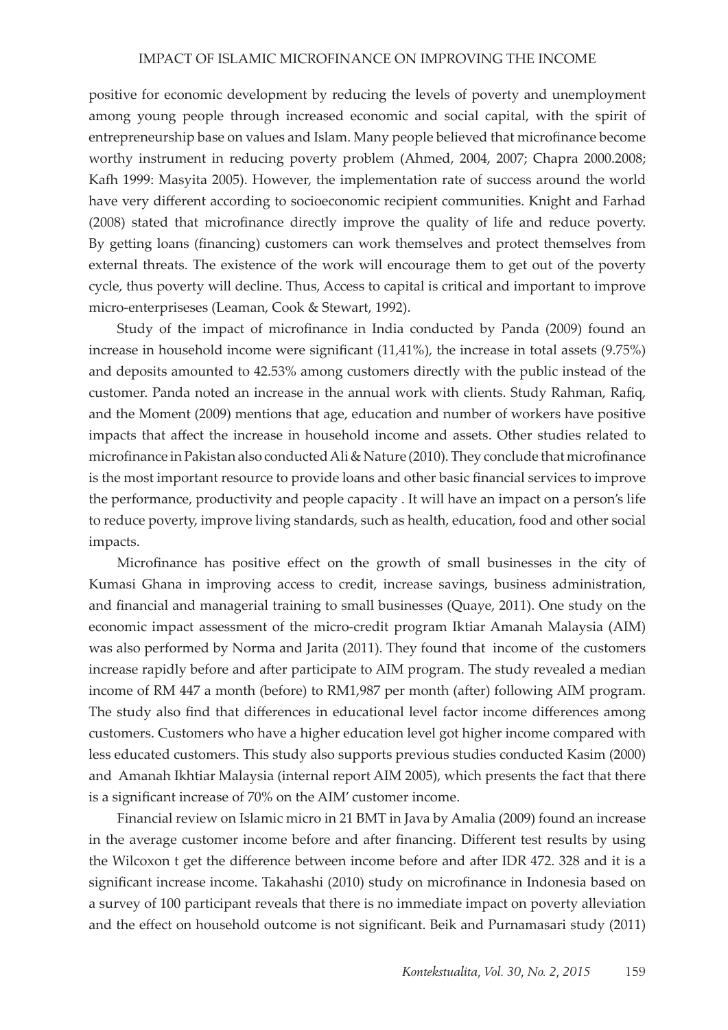positive for economic development by reducing the levels of poverty and unemployment among young people through increased economic and social capital, with the spirit of entrepreneurship base on values and Islam. Many people believed that microfinance become worthy instrument in reducing poverty problem (Ahmed, 2004, 2007; Chapra 2000.2008; Kafh 1999: Masyita 2005). However, the implementation rate of success around the world have very different according to socioeconomic recipient communities. Knight and Farhad (2008) stated that microfinance directly improve the quality of life and reduce poverty. By getting loans (financing) customers can work themselves and protect themselves from external threats. The existence of the work will encourage them to get out of the poverty cycle, thus poverty will decline. Thus, Access to capital is critical and important to improve micro-enterpriseses (Leaman, Cook & Stewart, 1992).

Study of the impact of microfinance in India conducted by Panda (2009) found an increase in household income were significant (11,41%), the increase in total assets (9.75%) and deposits amounted to 42.53% among customers directly with the public instead of the customer. Panda noted an increase in the annual work with clients. Study Rahman, Rafiq, and the Moment (2009) mentions that age, education and number of workers have positive impacts that affect the increase in household income and assets. Other studies related to microfinance in Pakistan also conducted Ali & Nature (2010). They conclude that microfinance is the most important resource to provide loans and other basic financial services to improve the performance, productivity and people capacity . It will have an impact on a person's life to reduce poverty, improve living standards, such as health, education, food and other social impacts.

Microfinance has positive effect on the growth of small businesses in the city of Kumasi Ghana in improving access to credit, increase savings, business administration, and financial and managerial training to small businesses (Quaye, 2011). One study on the economic impact assessment of the micro-credit program Iktiar Amanah Malaysia (AIM) was also performed by Norma and Jarita (2011). They found that income of the customers increase rapidly before and after participate to AIM program. The study revealed a median income of RM 447 a month (before) to RM1,987 per month (after) following AIM program. The study also find that differences in educational level factor income differences among customers. Customers who have a higher education level got higher income compared with less educated customers. This study also supports previous studies conducted Kasim (2000) and Amanah Ikhtiar Malaysia (internal report AIM 2005), which presents the fact that there is a significant increase of 70% on the AIM' customer income.

Financial review on Islamic micro in 21 BMT in Java by Amalia (2009) found an increase in the average customer income before and after financing. Different test results by using the Wilcoxon t get the difference between income before and after IDR 472. 328 and it is a significant increase income. Takahashi (2010) study on microfinance in Indonesia based on a survey of 100 participant reveals that there is no immediate impact on poverty alleviation and the effect on household outcome is not significant. Beik and Purnamasari study (2011)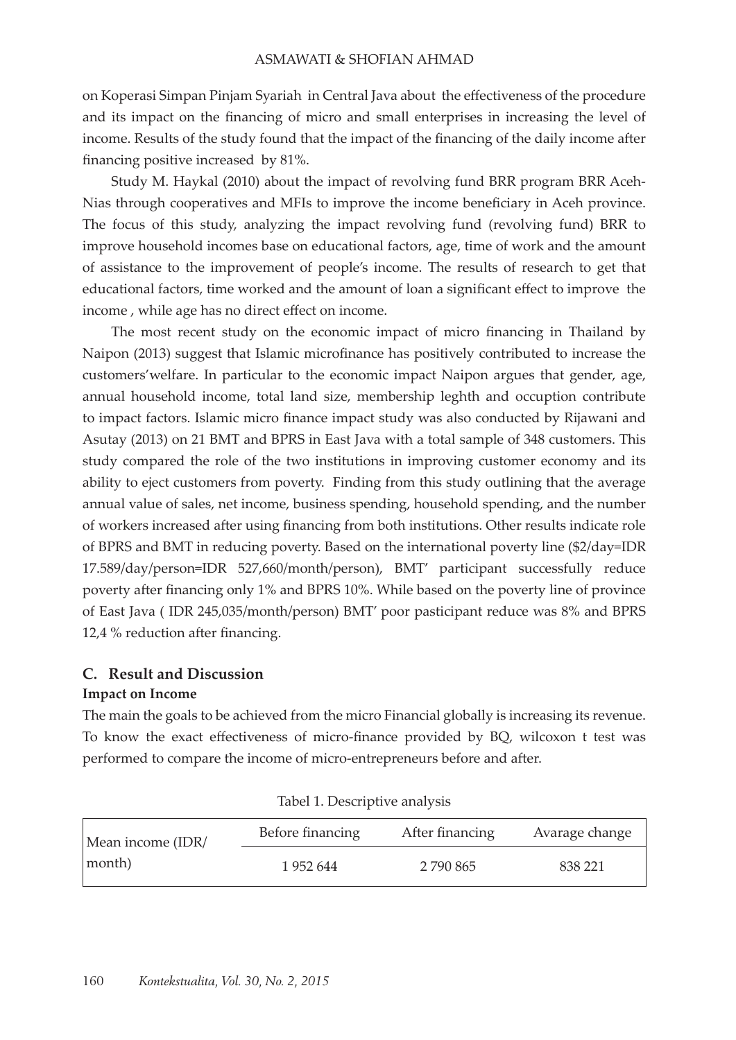on Koperasi Simpan Pinjam Syariah in Central Java about the effectiveness of the procedure and its impact on the financing of micro and small enterprises in increasing the level of income. Results of the study found that the impact of the financing of the daily income after financing positive increased by 81%.

Study M. Haykal (2010) about the impact of revolving fund BRR program BRR Aceh-Nias through cooperatives and MFIs to improve the income beneficiary in Aceh province. The focus of this study, analyzing the impact revolving fund (revolving fund) BRR to improve household incomes base on educational factors, age, time of work and the amount of assistance to the improvement of people's income. The results of research to get that educational factors, time worked and the amount of loan a significant effect to improve the income , while age has no direct effect on income.

The most recent study on the economic impact of micro financing in Thailand by Naipon (2013) suggest that Islamic microfinance has positively contributed to increase the customers'welfare. In particular to the economic impact Naipon argues that gender, age, annual household income, total land size, membership leghth and occuption contribute to impact factors. Islamic micro finance impact study was also conducted by Rijawani and Asutay (2013) on 21 BMT and BPRS in East Java with a total sample of 348 customers. This study compared the role of the two institutions in improving customer economy and its ability to eject customers from poverty. Finding from this study outlining that the average annual value of sales, net income, business spending, household spending, and the number of workers increased after using financing from both institutions. Other results indicate role of BPRS and BMT in reducing poverty. Based on the international poverty line ($2/day=IDR 17.589/day/person=IDR 527,660/month/person), BMT' participant successfully reduce poverty after financing only 1% and BPRS 10%. While based on the poverty line of province of East Java ( IDR 245,035/month/person) BMT' poor pasticipant reduce was 8% and BPRS 12,4 % reduction after financing.

## C. Result and Discussion

### Impact on Income

The main the goals to be achieved from the micro Financial globally is increasing its revenue. To know the exact effectiveness of micro-finance provided by BQ, wilcoxon t test was performed to compare the income of micro-entrepreneurs before and after.

Tabel 1. Descriptive analysis

| | Before financing | After financing | Avarage change |
|---|---|---|---|
| Mean income (IDR/ month) | 1 952 644 | 2 790 865 | 838 221 |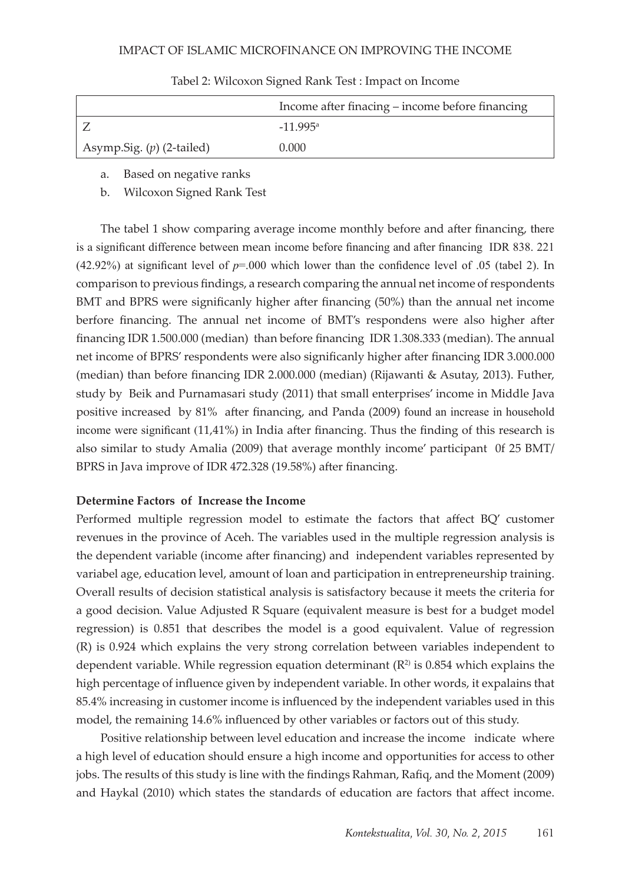Tabel 2: Wilcoxon Signed Rank Test : Impact on Income

| | Income after finacing – income before financing |
|---|---|
| Z | -11.995[a] |
| Asymp.Sig. (*p*) (2-tailed) | 0.000 |

a. Based on negative ranks

b. Wilcoxon Signed Rank Test

The tabel 1 show comparing average income monthly before and after financing, there is a significant difference between mean income before financing and after financing IDR 838. 221 (42.92%) at significant level of *p*=.000 which lower than the confidence level of .05 (tabel 2). In comparison to previous findings, a research comparing the annual net income of respondents BMT and BPRS were significanly higher after financing (50%) than the annual net income berfore financing. The annual net income of BMT's respondens were also higher after financing IDR 1.500.000 (median) than before financing IDR 1.308.333 (median). The annual net income of BPRS' respondents were also significanly higher after financing IDR 3.000.000 (median) than before financing IDR 2.000.000 (median) (Rijawanti & Asutay, 2013). Futher, study by Beik and Purnamasari study (2011) that small enterprises' income in Middle Java positive increased by 81% after financing, and Panda (2009) found an increase in household income were significant (11,41%) in India after financing. Thus the finding of this research is also similar to study Amalia (2009) that average monthly income' participant 0f 25 BMT/ BPRS in Java improve of IDR 472.328 (19.58%) after financing.

**Determine Factors of Increase the Income**

Performed multiple regression model to estimate the factors that affect BQ' customer revenues in the province of Aceh. The variables used in the multiple regression analysis is the dependent variable (income after financing) and independent variables represented by variabel age, education level, amount of loan and participation in entrepreneurship training. Overall results of decision statistical analysis is satisfactory because it meets the criteria for a good decision. Value Adjusted R Square (equivalent measure is best for a budget model regression) is 0.851 that describes the model is a good equivalent. Value of regression (R) is 0.924 which explains the very strong correlation between variables independent to dependent variable. While regression equation determinant ($R^{2}$) is 0.854 which explains the high percentage of influence given by independent variable. In other words, it expalains that 85.4% increasing in customer income is influenced by the independent variables used in this model, the remaining 14.6% influenced by other variables or factors out of this study.

Positive relationship between level education and increase the income indicate where a high level of education should ensure a high income and opportunities for access to other jobs. The results of this study is line with the findings Rahman, Rafiq, and the Moment (2009) and Haykal (2010) which states the standards of education are factors that affect income.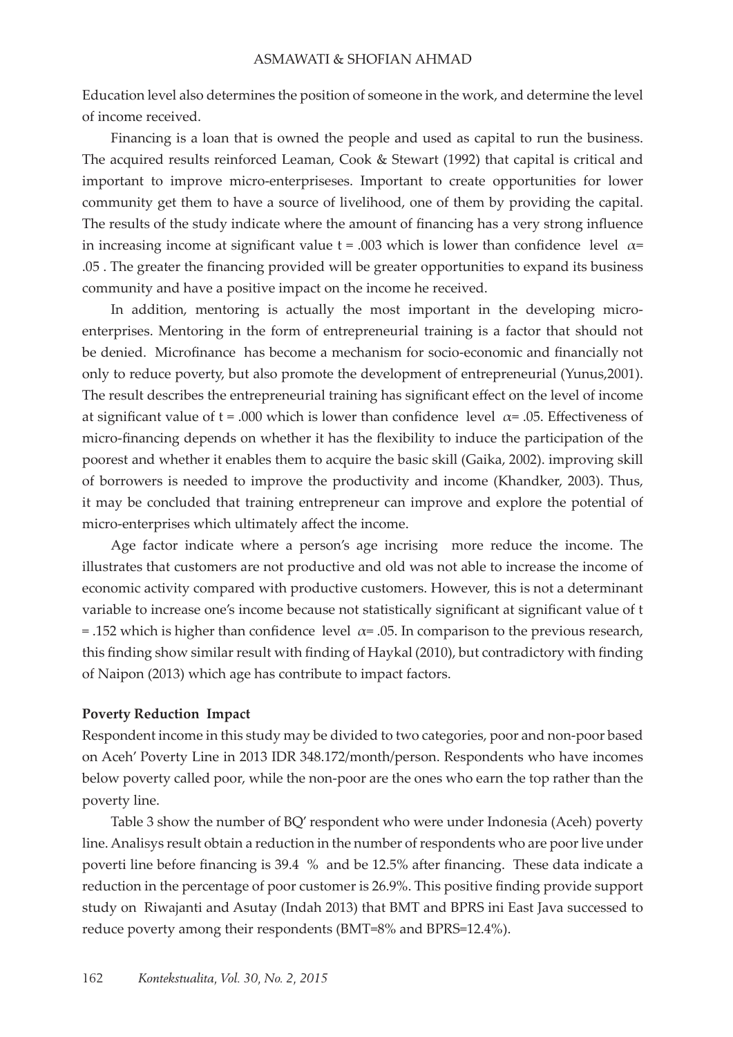Education level also determines the position of someone in the work, and determine the level of income received.

Financing is a loan that is owned the people and used as capital to run the business. The acquired results reinforced Leaman, Cook & Stewart (1992) that capital is critical and important to improve micro-enterpriseses. Important to create opportunities for lower community get them to have a source of livelihood, one of them by providing the capital. The results of the study indicate where the amount of financing has a very strong influence in increasing income at significant value t = .003 which is lower than confidence level $\alpha$= .05 . The greater the financing provided will be greater opportunities to expand its business community and have a positive impact on the income he received.

In addition, mentoring is actually the most important in the developing micro-enterprises. Mentoring in the form of entrepreneurial training is a factor that should not be denied. Microfinance has become a mechanism for socio-economic and financially not only to reduce poverty, but also promote the development of entrepreneurial (Yunus,2001). The result describes the entrepreneurial training has significant effect on the level of income at significant value of t = .000 which is lower than confidence level $\alpha$= .05. Effectiveness of micro-financing depends on whether it has the flexibility to induce the participation of the poorest and whether it enables them to acquire the basic skill (Gaika, 2002). improving skill of borrowers is needed to improve the productivity and income (Khandker, 2003). Thus, it may be concluded that training entrepreneur can improve and explore the potential of micro-enterprises which ultimately affect the income.

Age factor indicate where a person's age incrising more reduce the income. The illustrates that customers are not productive and old was not able to increase the income of economic activity compared with productive customers. However, this is not a determinant variable to increase one's income because not statistically significant at significant value of t = .152 which is higher than confidence level $\alpha$= .05. In comparison to the previous research, this finding show similar result with finding of Haykal (2010), but contradictory with finding of Naipon (2013) which age has contribute to impact factors.

**Poverty Reduction Impact**

Respondent income in this study may be divided to two categories, poor and non-poor based on Aceh' Poverty Line in 2013 IDR 348.172/month/person. Respondents who have incomes below poverty called poor, while the non-poor are the ones who earn the top rather than the poverty line.

Table 3 show the number of BQ' respondent who were under Indonesia (Aceh) poverty line. Analisys result obtain a reduction in the number of respondents who are poor live under poverti line before financing is 39.4 % and be 12.5% after financing. These data indicate a reduction in the percentage of poor customer is 26.9%. This positive finding provide support study on Riwajanti and Asutay (Indah 2013) that BMT and BPRS ini East Java successed to reduce poverty among their respondents (BMT=8% and BPRS=12.4%).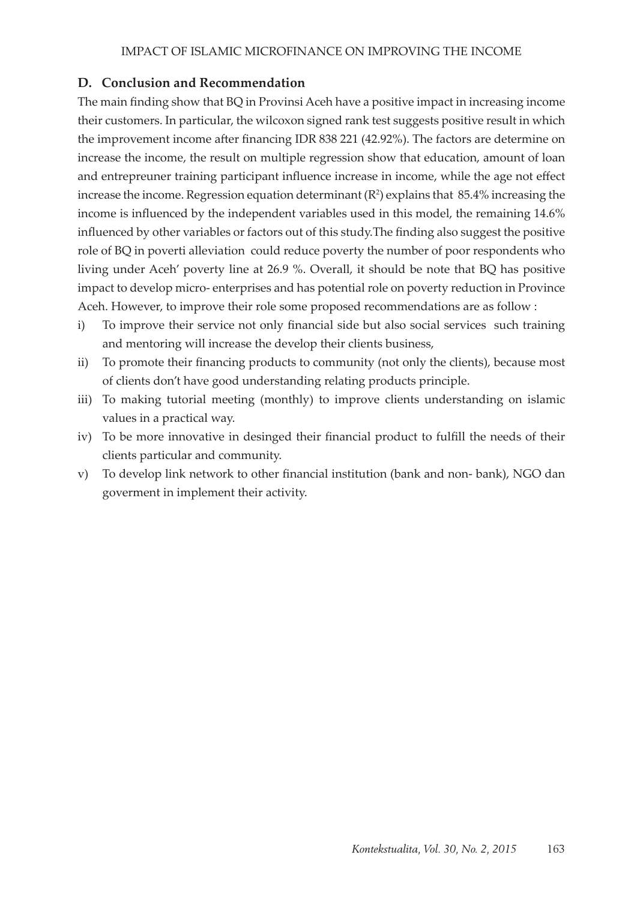## D. Conclusion and Recommendation

The main finding show that BQ in Provinsi Aceh have a positive impact in increasing income their customers. In particular, the wilcoxon signed rank test suggests positive result in which the improvement income after financing IDR 838 221 (42.92%). The factors are determine on increase the income, the result on multiple regression show that education, amount of loan and entrepreuner training participant influence increase in income, while the age not effect increase the income. Regression equation determinant ($R^2$) explains that 85.4% increasing the income is influenced by the independent variables used in this model, the remaining 14.6% influenced by other variables or factors out of this study.The finding also suggest the positive role of BQ in poverti alleviation could reduce poverty the number of poor respondents who living under Aceh' poverty line at 26.9 %. Overall, it should be note that BQ has positive impact to develop micro- enterprises and has potential role on poverty reduction in Province Aceh. However, to improve their role some proposed recommendations are as follow :

i) To improve their service not only financial side but also social services such training and mentoring will increase the develop their clients business,
ii) To promote their financing products to community (not only the clients), because most of clients don't have good understanding relating products principle.
iii) To making tutorial meeting (monthly) to improve clients understanding on islamic values in a practical way.
iv) To be more innovative in desinged their financial product to fulfill the needs of their clients particular and community.
v) To develop link network to other financial institution (bank and non- bank), NGO dan goverment in implement their activity.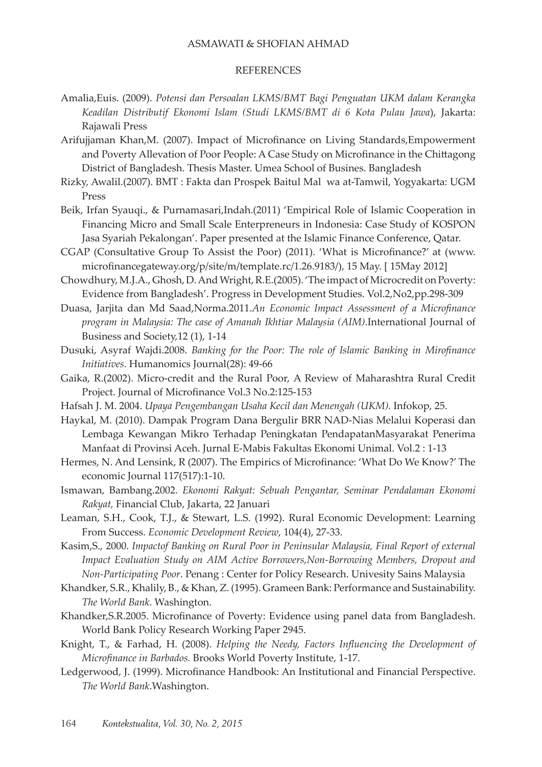## REFERENCES

Amalia,Euis. (2009). *Potensi dan Persoalan LKMS/BMT Bagi Penguatan UKM dalam Kerangka Keadilan Distributif Ekonomi Islam (Studi LKMS/BMT di 6 Kota Pulau Jawa*), Jakarta: Rajawali Press

Arifujjaman Khan,M. (2007). Impact of Microfinance on Living Standards,Empowerment and Poverty Allevation of Poor People: A Case Study on Microfinance in the Chittagong District of Bangladesh. Thesis Master. Umea School of Busines. Bangladesh

Rizky, Awalil.(2007). BMT : Fakta dan Prospek Baitul Mal wa at-Tamwil, Yogyakarta: UGM Press

Beik, Irfan Syauqi., & Purnamasari,Indah.(2011) 'Empirical Role of Islamic Cooperation in Financing Micro and Small Scale Enterpreneurs in Indonesia: Case Study of KOSPON Jasa Syariah Pekalongan'. Paper presented at the Islamic Finance Conference, Qatar.

CGAP (Consultative Group To Assist the Poor) (2011). 'What is Microfinance?' at (www.microfinancegateway.org/p/site/m/template.rc/1.26.9183/), 15 May. [ 15May 2012]

Chowdhury, M.J.A., Ghosh, D. And Wright, R.E.(2005). 'The impact of Microcredit on Poverty: Evidence from Bangladesh'. Progress in Development Studies. Vol.2,No2,pp.298-309

Duasa, Jarjita dan Md Saad,Norma.2011.*An Economic Impact Assessment of a Microfinance program in Malaysia: The case of Amanah Ikhtiar Malaysia (AIM)*.International Journal of Business and Society,12 (1), 1-14

Dusuki, Asyraf Wajdi.2008. *Banking for the Poor: The role of Islamic Banking in Mirofinance Initiatives*. Humanomics Journal(28): 49-66

Gaika, R.(2002). Micro-credit and the Rural Poor, A Review of Maharashtra Rural Credit Project. Journal of Microfinance Vol.3 No.2:125-153

Hafsah J. M. 2004. *Upaya Pengembangan Usaha Kecil dan Menengah (UKM).* Infokop, 25.

Haykal, M. (2010). Dampak Program Dana Bergulir BRR NAD-Nias Melalui Koperasi dan Lembaga Kewangan Mikro Terhadap Peningkatan PendapatanMasyarakat Penerima Manfaat di Provinsi Aceh. Jurnal E-Mabis Fakultas Ekonomi Unimal. Vol.2 : 1-13

Hermes, N. And Lensink, R (2007). The Empirics of Microfinance: 'What Do We Know?' The economic Journal 117(517):1-10.

Ismawan, Bambang.2002. *Ekonomi Rakyat: Sebuah Pengantar, Seminar Pendalaman Ekonomi Rakyat,* Financial Club, Jakarta, 22 Januari

Leaman, S.H., Cook, T.J., & Stewart, L.S. (1992). Rural Economic Development: Learning From Success. *Economic Development Review,* 104(4), 27-33.

Kasim,S., 2000. *Impactof Banking on Rural Poor in Peninsular Malaysia, Final Report of external Impact Evaluation Study on AIM Active Borrowers,Non-Borrowing Members, Dropout and Non-Participating Poor*. Penang : Center for Policy Research. Univesity Sains Malaysia

Khandker, S.R., Khalily, B., & Khan, Z. (1995). Grameen Bank: Performance and Sustainability. *The World Bank*. Washington.

Khandker,S.R.2005. Microfinance of Poverty: Evidence using panel data from Bangladesh. World Bank Policy Research Working Paper 2945.

Knight, T., & Farhad, H. (2008). *Helping the Needy, Factors Influencing the Development of Microfinance in Barbados.* Brooks World Poverty Institute, 1-17.

Ledgerwood, J. (1999). Microfinance Handbook: An Institutional and Financial Perspective. *The World Bank*.Washington.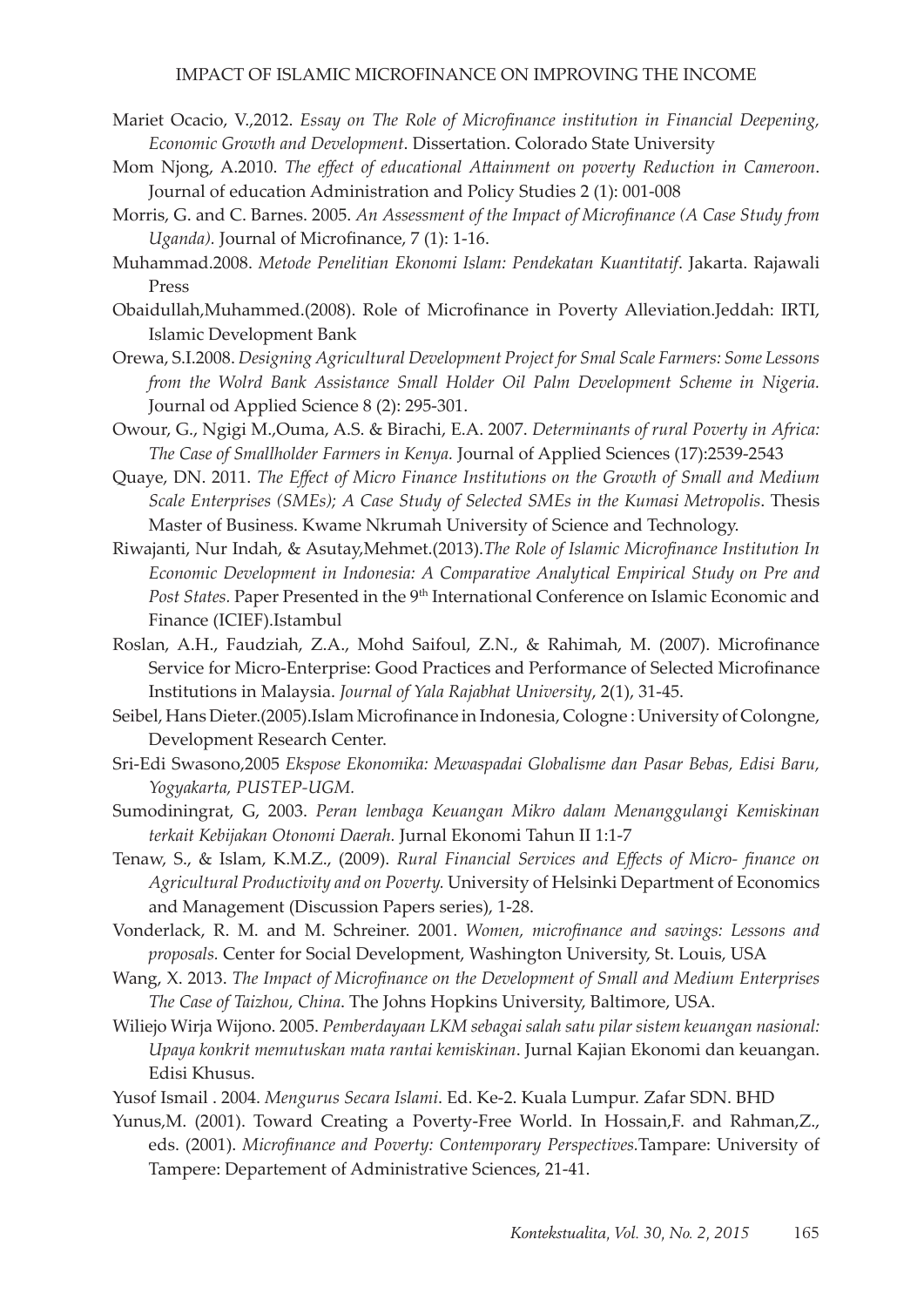Mariet Ocacio, V.,2012. *Essay on The Role of Microfinance institution in Financial Deepening, Economic Growth and Development*. Dissertation. Colorado State University

Mom Njong, A.2010. *The effect of educational Attainment on poverty Reduction in Cameroon*. Journal of education Administration and Policy Studies 2 (1): 001-008

Morris, G. and C. Barnes. 2005. *An Assessment of the Impact of Microfinance (A Case Study from Uganda).* Journal of Microfinance, 7 (1): 1-16.

Muhammad.2008. *Metode Penelitian Ekonomi Islam: Pendekatan Kuantitatif*. Jakarta. Rajawali Press

Obaidullah,Muhammed.(2008). Role of Microfinance in Poverty Alleviation.Jeddah: IRTI, Islamic Development Bank

Orewa, S.I.2008. *Designing Agricultural Development Project for Smal Scale Farmers: Some Lessons from the Wolrd Bank Assistance Small Holder Oil Palm Development Scheme in Nigeria.* Journal od Applied Science 8 (2): 295-301.

Owour, G., Ngigi M.,Ouma, A.S. & Birachi, E.A. 2007. *Determinants of rural Poverty in Africa: The Case of Smallholder Farmers in Kenya.* Journal of Applied Sciences (17):2539-2543

Quaye, DN. 2011. *The Effect of Micro Finance Institutions on the Growth of Small and Medium Scale Enterprises (SMEs); A Case Study of Selected SMEs in the Kumasi Metropolis*. Thesis Master of Business. Kwame Nkrumah University of Science and Technology.

Riwajanti, Nur Indah, & Asutay,Mehmet.(2013).*The Role of Islamic Microfinance Institution In Economic Development in Indonesia: A Comparative Analytical Empirical Study on Pre and Post States.* Paper Presented in the 9th International Conference on Islamic Economic and Finance (ICIEF).Istambul

Roslan, A.H., Faudziah, Z.A., Mohd Saifoul, Z.N., & Rahimah, M. (2007). Microfinance Service for Micro-Enterprise: Good Practices and Performance of Selected Microfinance Institutions in Malaysia. *Journal of Yala Rajabhat University*, 2(1), 31-45.

Seibel, Hans Dieter.(2005).Islam Microfinance in Indonesia, Cologne : University of Colongne, Development Research Center.

Sri-Edi Swasono,2005 *Ekspose Ekonomika: Mewaspadai Globalisme dan Pasar Bebas, Edisi Baru, Yogyakarta, PUSTEP-UGM.*

Sumodiningrat, G, 2003. *Peran lembaga Keuangan Mikro dalam Menanggulangi Kemiskinan terkait Kebijakan Otonomi Daerah.* Jurnal Ekonomi Tahun II 1:1-7

Tenaw, S., & Islam, K.M.Z., (2009). *Rural Financial Services and Effects of Micro- finance on Agricultural Productivity and on Poverty.* University of Helsinki Department of Economics and Management (Discussion Papers series), 1-28.

Vonderlack, R. M. and M. Schreiner. 2001. *Women, microfinance and savings: Lessons and proposals.* Center for Social Development, Washington University, St. Louis, USA

Wang, X. 2013. *The Impact of Microfinance on the Development of Small and Medium Enterprises The Case of Taizhou, China*. The Johns Hopkins University, Baltimore, USA.

Wiliejo Wirja Wijono. 2005. *Pemberdayaan LKM sebagai salah satu pilar sistem keuangan nasional: Upaya konkrit memutuskan mata rantai kemiskinan*. Jurnal Kajian Ekonomi dan keuangan. Edisi Khusus.

Yusof Ismail . 2004. *Mengurus Secara Islami*. Ed. Ke-2. Kuala Lumpur. Zafar SDN. BHD

Yunus,M. (2001). Toward Creating a Poverty-Free World. In Hossain,F. and Rahman,Z., eds. (2001). *Microfinance and Poverty: Contemporary Perspectives.*Tampare: University of Tampere: Departement of Administrative Sciences, 21-41.